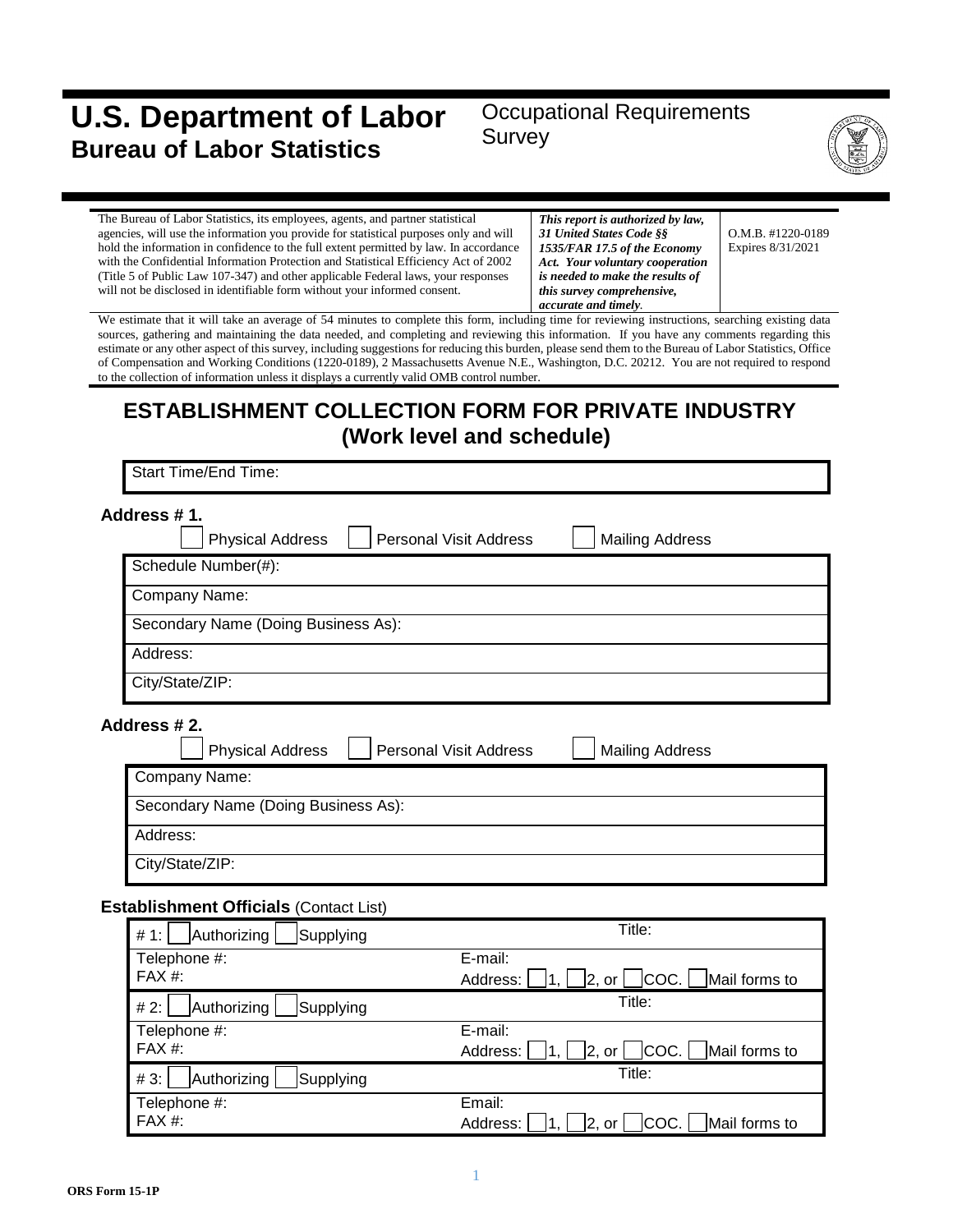# U.S. Department of Labor
## Bureau of Labor Statistics

Occupational Requirements Survey

| The Bureau of Labor Statistics, its employees, agents, and partner statistical agencies, will use the information you provide for statistical purposes only and will hold the information in confidence to the full extent permitted by law. In accordance with the Confidential Information Protection and Statistical Efficiency Act of 2002 (Title 5 of Public Law 107-347) and other applicable Federal laws, your responses will not be disclosed in identifiable form without your informed consent. | ***This report is authorized by law, 31 United States Code §§ 1535/FAR 17.5 of the Economy Act. Your voluntary cooperation is needed to make the results of this survey comprehensive, accurate and timely.*** | O.M.B. #1220-0189 Expires 8/31/2021 |
|---|---|---|

We estimate that it will take an average of 54 minutes to complete this form, including time for reviewing instructions, searching existing data sources, gathering and maintaining the data needed, and completing and reviewing this information. If you have any comments regarding this estimate or any other aspect of this survey, including suggestions for reducing this burden, please send them to the Bureau of Labor Statistics, Office of Compensation and Working Conditions (1220-0189), 2 Massachusetts Avenue N.E., Washington, D.C. 20212. You are not required to respond to the collection of information unless it displays a currently valid OMB control number.

## ESTABLISHMENT COLLECTION FORM FOR PRIVATE INDUSTRY (Work level and schedule)

Start Time/End Time:

**Address # 1.**

☐ Physical Address ☐ Personal Visit Address ☐ Mailing Address

| Schedule Number(#): |
|---|
| Company Name: |
| Secondary Name (Doing Business As): |
| Address: |
| City/State/ZIP: |

**Address # 2.**

☐ Physical Address ☐ Personal Visit Address ☐ Mailing Address

| Company Name: |
|---|
| Secondary Name (Doing Business As): |
| Address: |
| City/State/ZIP: |

**Establishment Officials** (Contact List)

| # 1: ☐ Authorizing ☐ Supplying | Title: |
|---|---|
| Telephone #:<br>FAX #: | E-mail:<br>Address: ☐ 1, ☐ 2, or ☐ COC. ☐ Mail forms to |
| # 2: ☐ Authorizing ☐ Supplying | Title: |
| Telephone #:<br>FAX #: | E-mail:<br>Address: ☐ 1, ☐ 2, or ☐ COC. ☐ Mail forms to |
| # 3: ☐ Authorizing ☐ Supplying | Title: |
| Telephone #:<br>FAX #: | Email:<br>Address: ☐ 1, ☐ 2, or ☐ COC. ☐ Mail forms to |

ORS Form 15-1P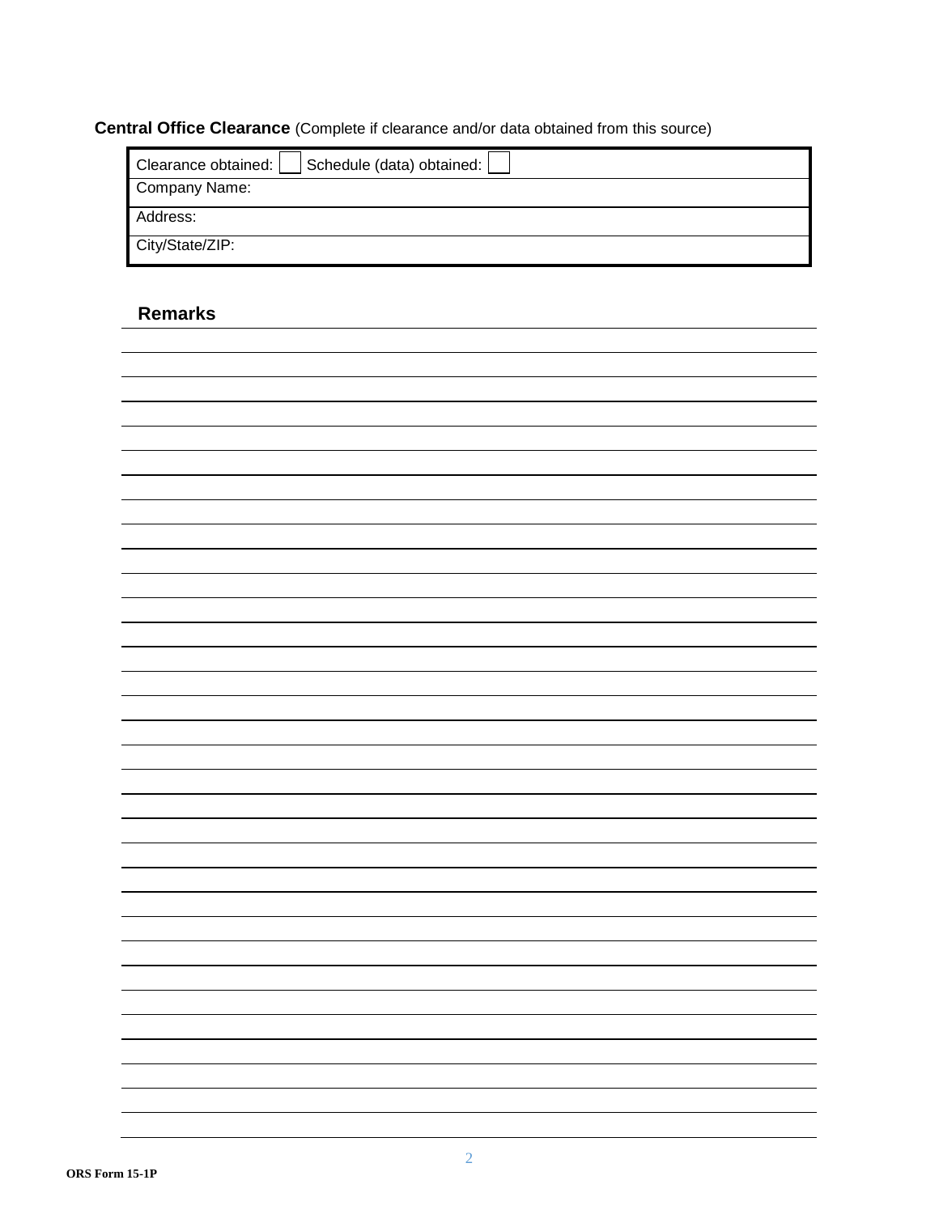**Central Office Clearance** (Complete if clearance and/or data obtained from this source)

| Clearance obtained: ☐ Schedule (data) obtained: ☐ |
|---|
| Company Name: |
| Address: |
| City/State/ZIP: |

## Remarks

ORS Form 15-1P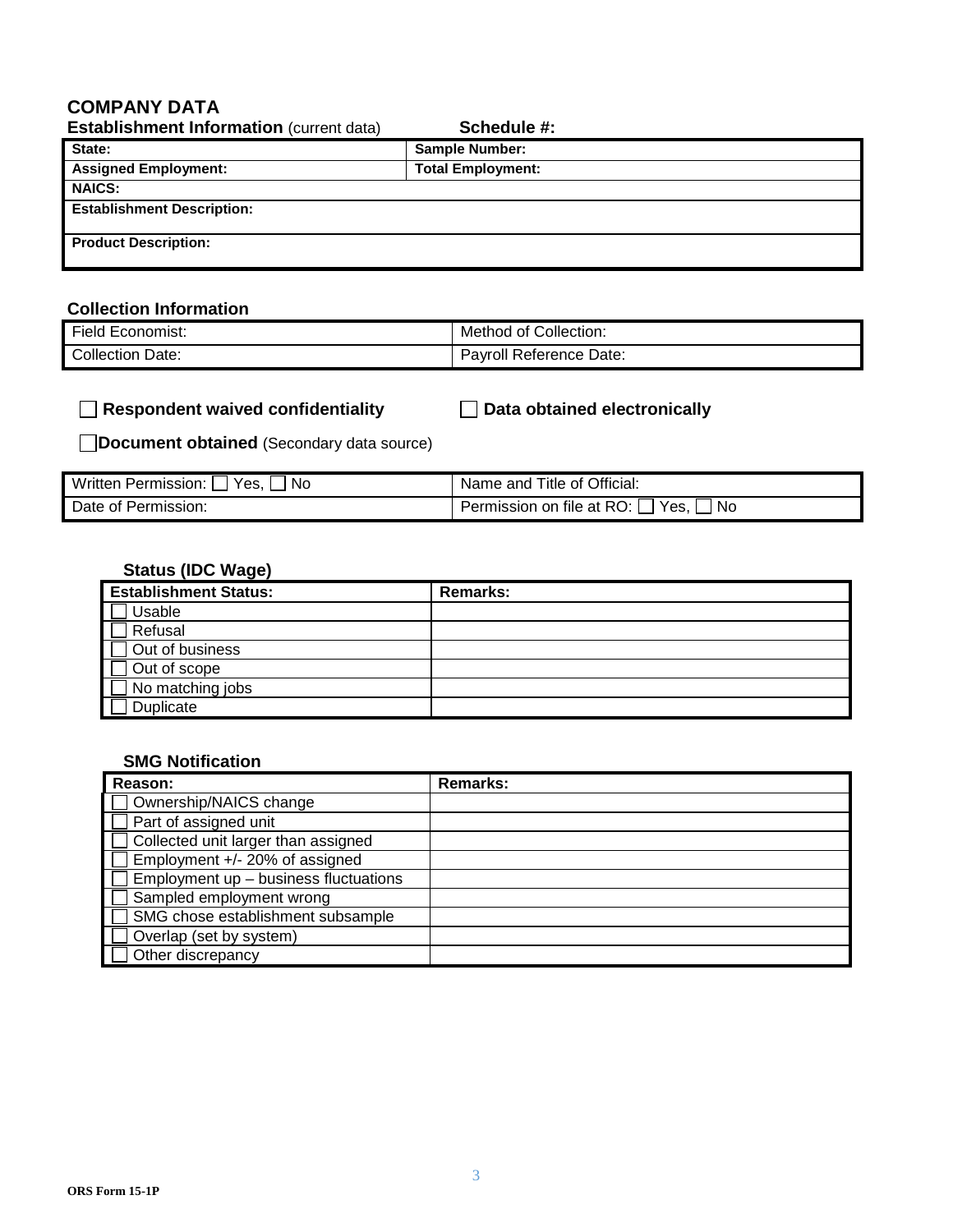# COMPANY DATA

**Establishment Information** (current data) **Schedule #:**

| **State:** | **Sample Number:** |
|---|---|
| **Assigned Employment:** | **Total Employment:** |
| **NAICS:** | |
| **Establishment Description:** | |
| **Product Description:** | |

### Collection Information

| Field Economist: | Method of Collection: |
|---|---|
| Collection Date: | Payroll Reference Date: |

☐ **Respondent waived confidentiality** ☐ **Data obtained electronically**

☐ **Document obtained** (Secondary data source)

| Written Permission: ☐ Yes, ☐ No | Name and Title of Official: |
|---|---|
| Date of Permission: | Permission on file at RO: ☐ Yes, ☐ No |

### Status (IDC Wage)

| **Establishment Status:** | **Remarks:** |
|---|---|
| ☐ Usable | |
| ☐ Refusal | |
| ☐ Out of business | |
| ☐ Out of scope | |
| ☐ No matching jobs | |
| ☐ Duplicate | |

### SMG Notification

| **Reason:** | **Remarks:** |
|---|---|
| ☐ Ownership/NAICS change | |
| ☐ Part of assigned unit | |
| ☐ Collected unit larger than assigned | |
| ☐ Employment +/- 20% of assigned | |
| ☐ Employment up – business fluctuations | |
| ☐ Sampled employment wrong | |
| ☐ SMG chose establishment subsample | |
| ☐ Overlap (set by system) | |
| ☐ Other discrepancy | |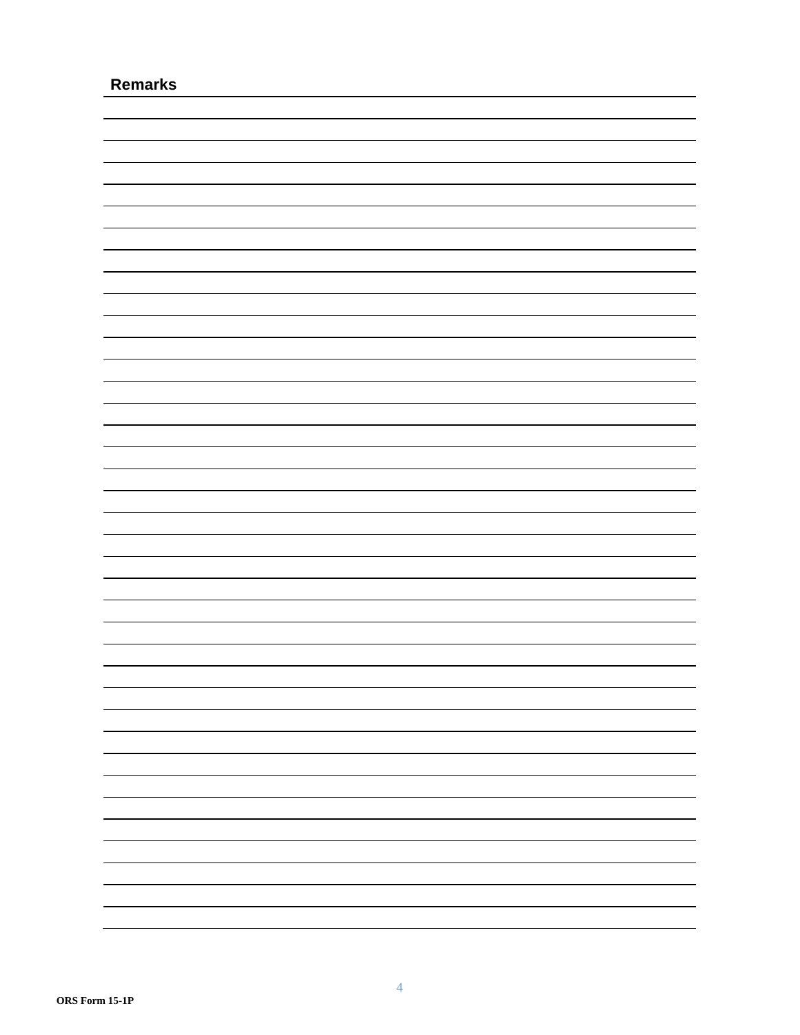## Remarks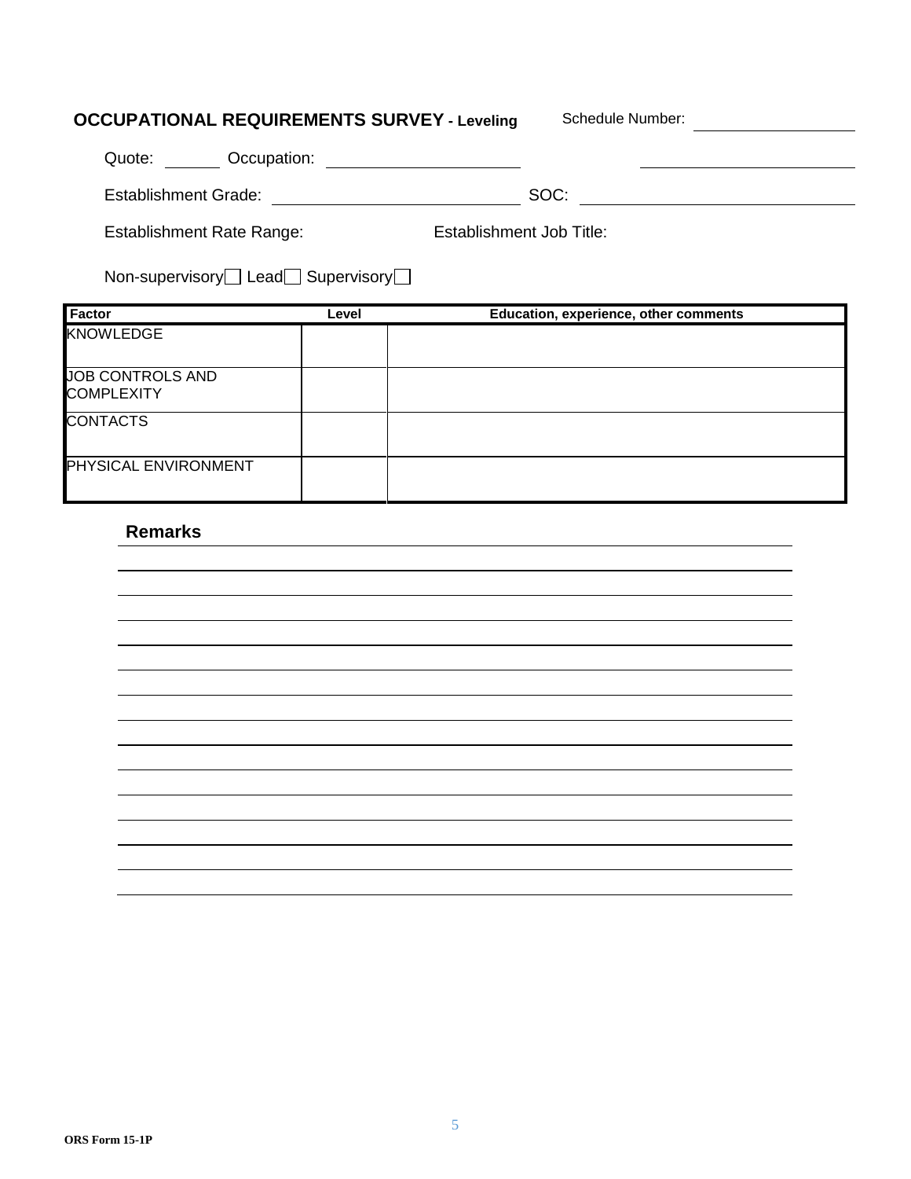**OCCUPATIONAL REQUIREMENTS SURVEY - Leveling** Schedule Number: ____________

Quote: ______ Occupation: ____________________ ____________________

Establishment Grade: ____________________ SOC: ____________________

Establishment Rate Range: Establishment Job Title:

Non-supervisory ☐ Lead ☐ Supervisory ☐

| Factor | Level | Education, experience, other comments |
|---|---|---|
| KNOWLEDGE | | |
| JOB CONTROLS AND COMPLEXITY | | |
| CONTACTS | | |
| PHYSICAL ENVIRONMENT | | |

**Remarks**

______________________________________________

______________________________________________

______________________________________________

______________________________________________

______________________________________________

______________________________________________

______________________________________________

______________________________________________

______________________________________________

______________________________________________

______________________________________________

______________________________________________

______________________________________________

______________________________________________

ORS Form 15-1P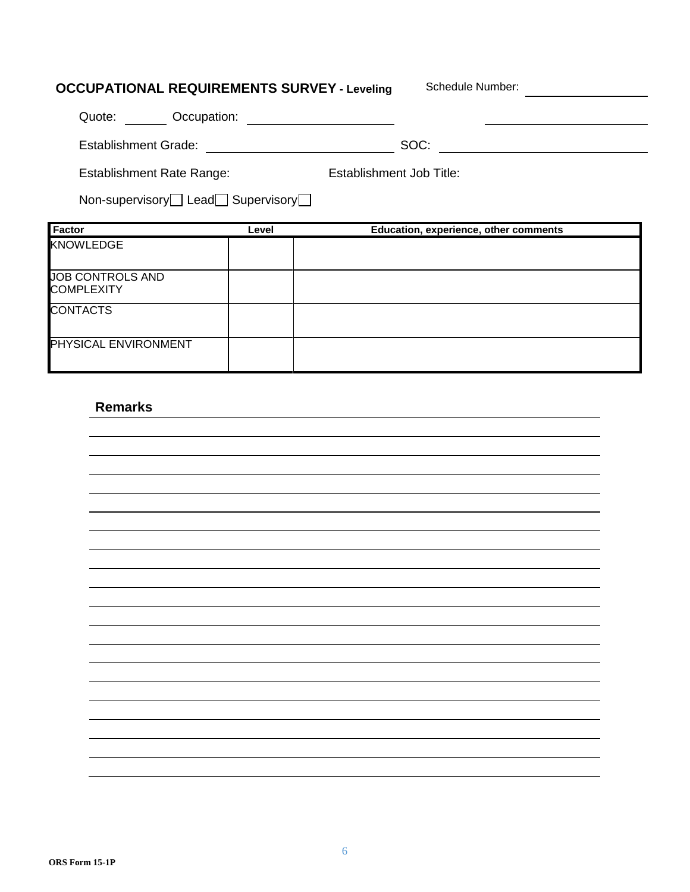**OCCUPATIONAL REQUIREMENTS SURVEY - Leveling** Schedule Number: ______________

Quote: ______ Occupation: ____________________ ____________________

Establishment Grade: ________________________ SOC: ________________________

Establishment Rate Range: Establishment Job Title:

Non-supervisory☐ Lead☐ Supervisory☐

| Factor | Level | Education, experience, other comments |
|---|---|---|
| KNOWLEDGE | | |
| JOB CONTROLS AND COMPLEXITY | | |
| CONTACTS | | |
| PHYSICAL ENVIRONMENT | | |

**Remarks**

ORS Form 15-1P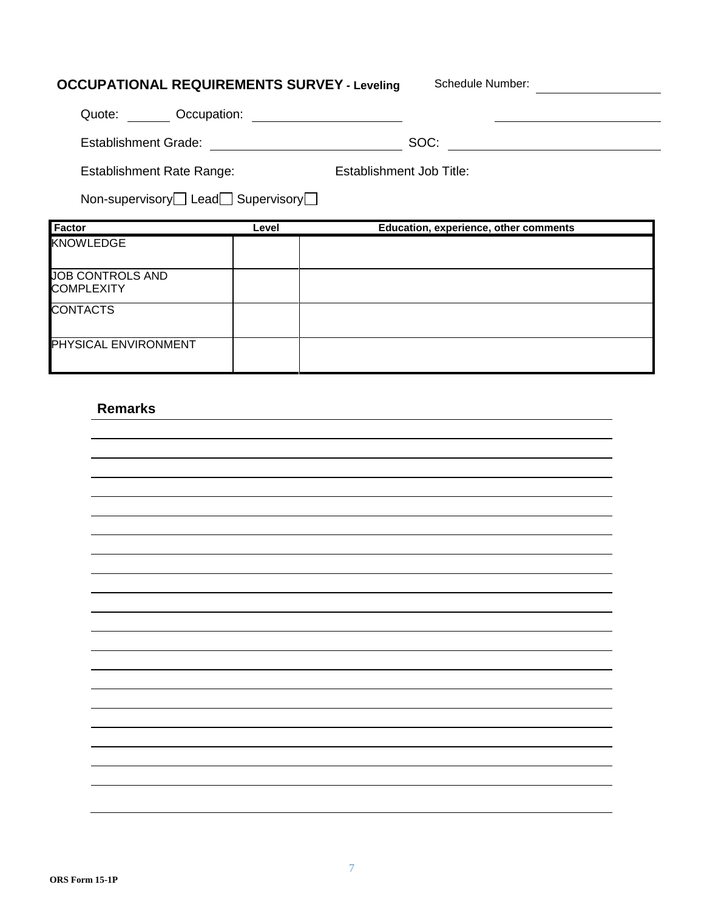## OCCUPATIONAL REQUIREMENTS SURVEY - Leveling

Schedule Number: ____________

Quote: ______ Occupation: ____________________ ____________________

Establishment Grade: ____________________ SOC: ____________________

Establishment Rate Range: Establishment Job Title:

Non-supervisory ☐ Lead ☐ Supervisory ☐

| Factor | Level | Education, experience, other comments |
|---|---|---|
| KNOWLEDGE | | |
| JOB CONTROLS AND COMPLEXITY | | |
| CONTACTS | | |
| PHYSICAL ENVIRONMENT | | |

**Remarks**

ORS Form 15-1P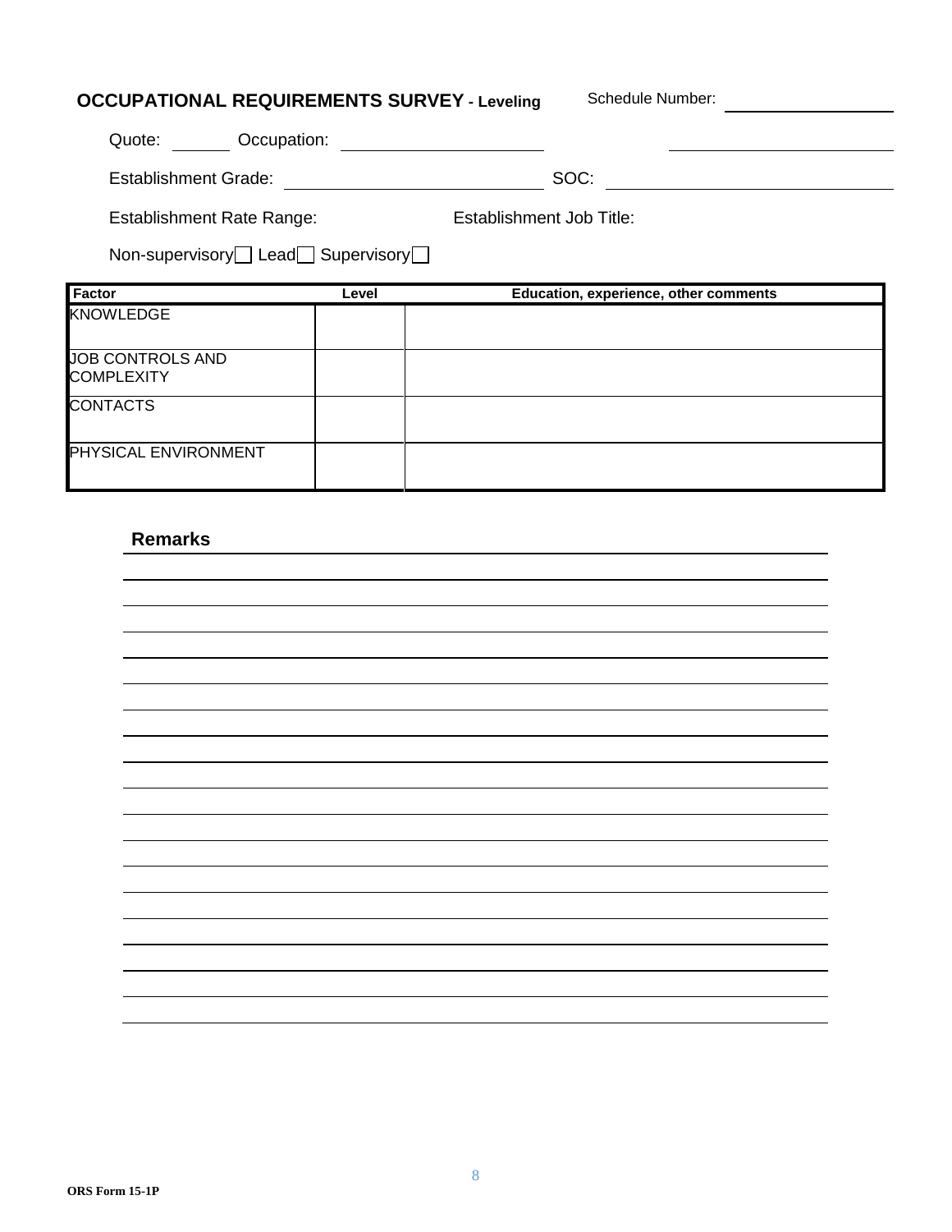## OCCUPATIONAL REQUIREMENTS SURVEY - Leveling

Schedule Number: ____________________

Quote: ________ Occupation: ________________________ ________________________

Establishment Grade: ________________________ SOC: ________________________

Establishment Rate Range: Establishment Job Title:

Non-supervisory ☐ Lead ☐ Supervisory ☐

| Factor | Level | Education, experience, other comments |
|---|---|---|
| KNOWLEDGE | | |
| JOB CONTROLS AND COMPLEXITY | | |
| CONTACTS | | |
| PHYSICAL ENVIRONMENT | | |

### Remarks

ORS Form 15-1P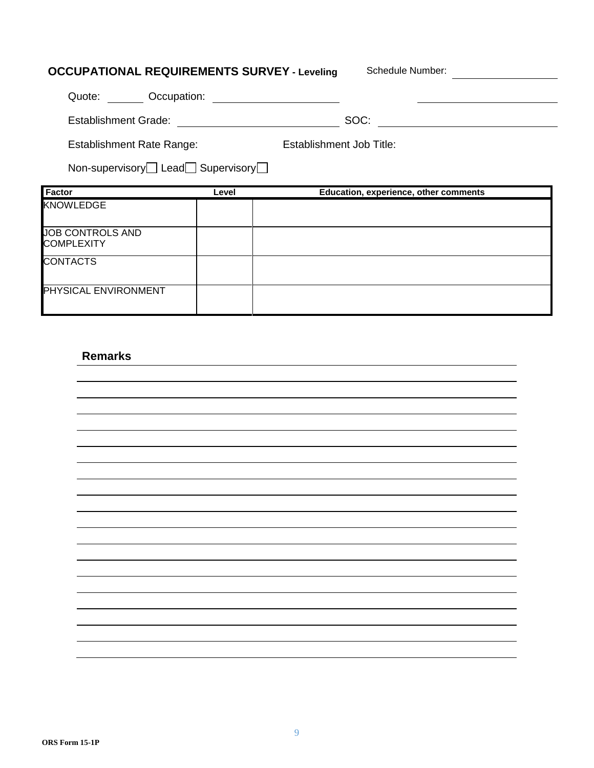**OCCUPATIONAL REQUIREMENTS SURVEY - Leveling** Schedule Number: ____________

Quote: ______ Occupation: ____________________ ____________________

Establishment Grade: ____________________ SOC: ____________________

Establishment Rate Range: Establishment Job Title:

Non-supervisory ☐ Lead ☐ Supervisory ☐

| Factor | Level | Education, experience, other comments |
|---|---|---|
| KNOWLEDGE | | |
| JOB CONTROLS AND COMPLEXITY | | |
| CONTACTS | | |
| PHYSICAL ENVIRONMENT | | |

**Remarks**

ORS Form 15-1P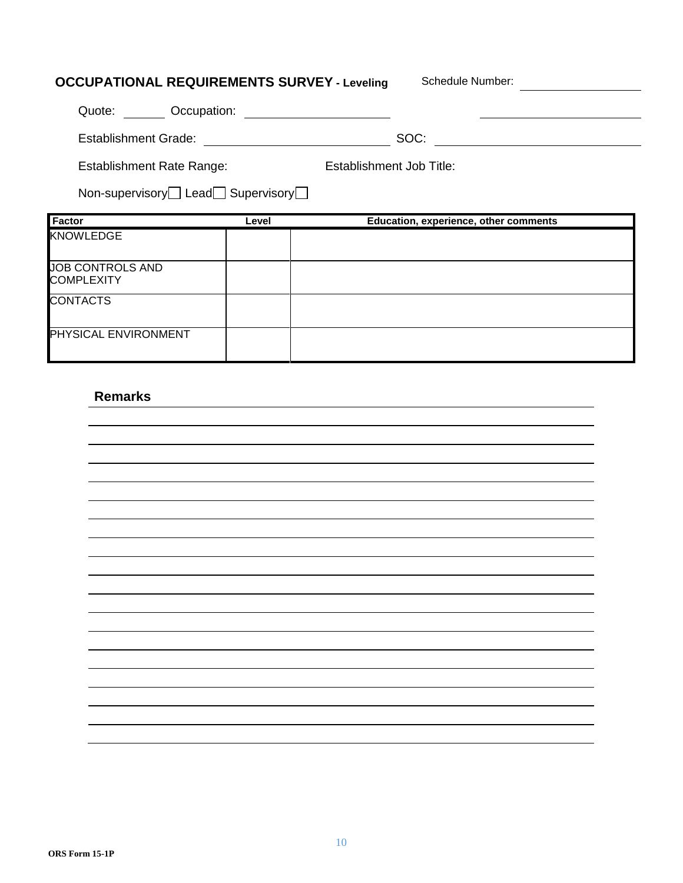## OCCUPATIONAL REQUIREMENTS SURVEY - Leveling

Schedule Number: ____________

Quote: ______ Occupation: ____________________ ____________________

Establishment Grade: ____________________ SOC: ____________________

Establishment Rate Range: Establishment Job Title:

Non-supervisory ☐ Lead ☐ Supervisory ☐

| Factor | Level | Education, experience, other comments |
|---|---|---|
| KNOWLEDGE | | |
| JOB CONTROLS AND COMPLEXITY | | |
| CONTACTS | | |
| PHYSICAL ENVIRONMENT | | |

**Remarks**

ORS Form 15-1P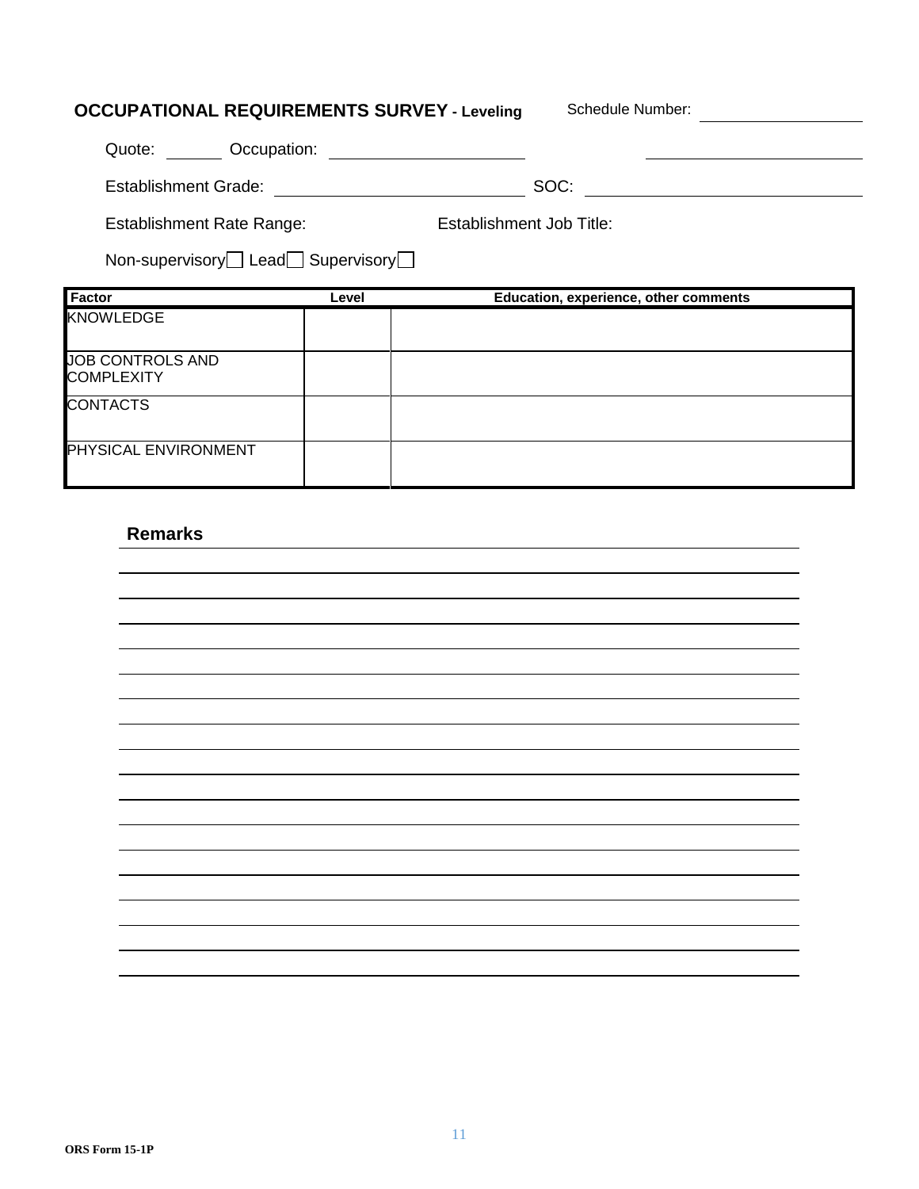**OCCUPATIONAL REQUIREMENTS SURVEY - Leveling** Schedule Number: ____________

Quote: ______ Occupation: ____________________ ____________________

Establishment Grade: ________________________ SOC: ____________________

Establishment Rate Range: Establishment Job Title:

Non-supervisory ☐ Lead ☐ Supervisory ☐

| Factor | Level | Education, experience, other comments |
|---|---|---|
| KNOWLEDGE | | |
| JOB CONTROLS AND COMPLEXITY | | |
| CONTACTS | | |
| PHYSICAL ENVIRONMENT | | |

**Remarks**

ORS Form 15-1P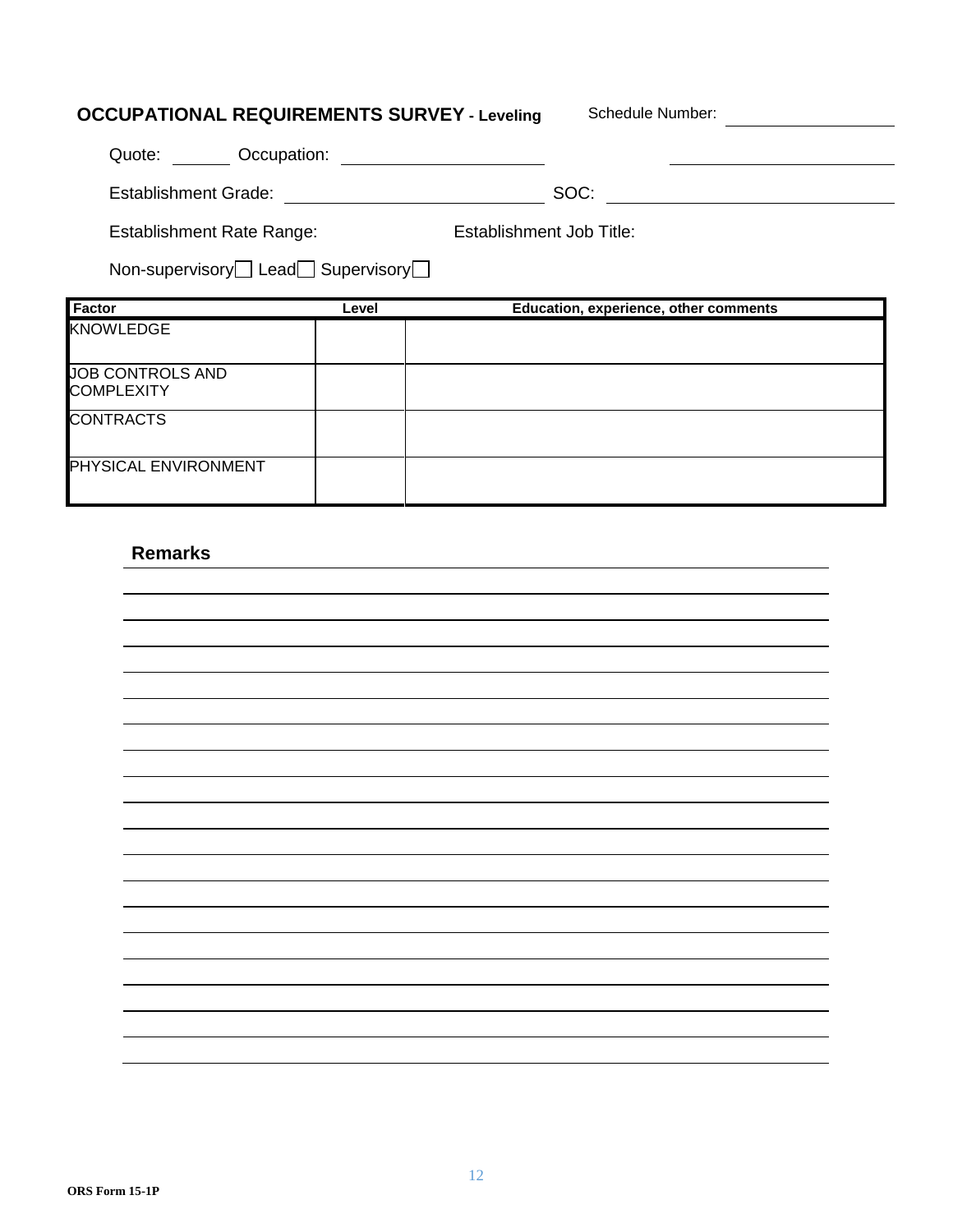**OCCUPATIONAL REQUIREMENTS SURVEY - Leveling** Schedule Number: ____________

Quote: ______ Occupation: ____________________ ____________________

Establishment Grade: ________________________ SOC: ____________________

Establishment Rate Range: Establishment Job Title:

Non-supervisory☐ Lead☐ Supervisory☐

| Factor | Level | Education, experience, other comments |
|---|---|---|
| KNOWLEDGE | | |
| JOB CONTROLS AND COMPLEXITY | | |
| CONTRACTS | | |
| PHYSICAL ENVIRONMENT | | |

**Remarks**

ORS Form 15-1P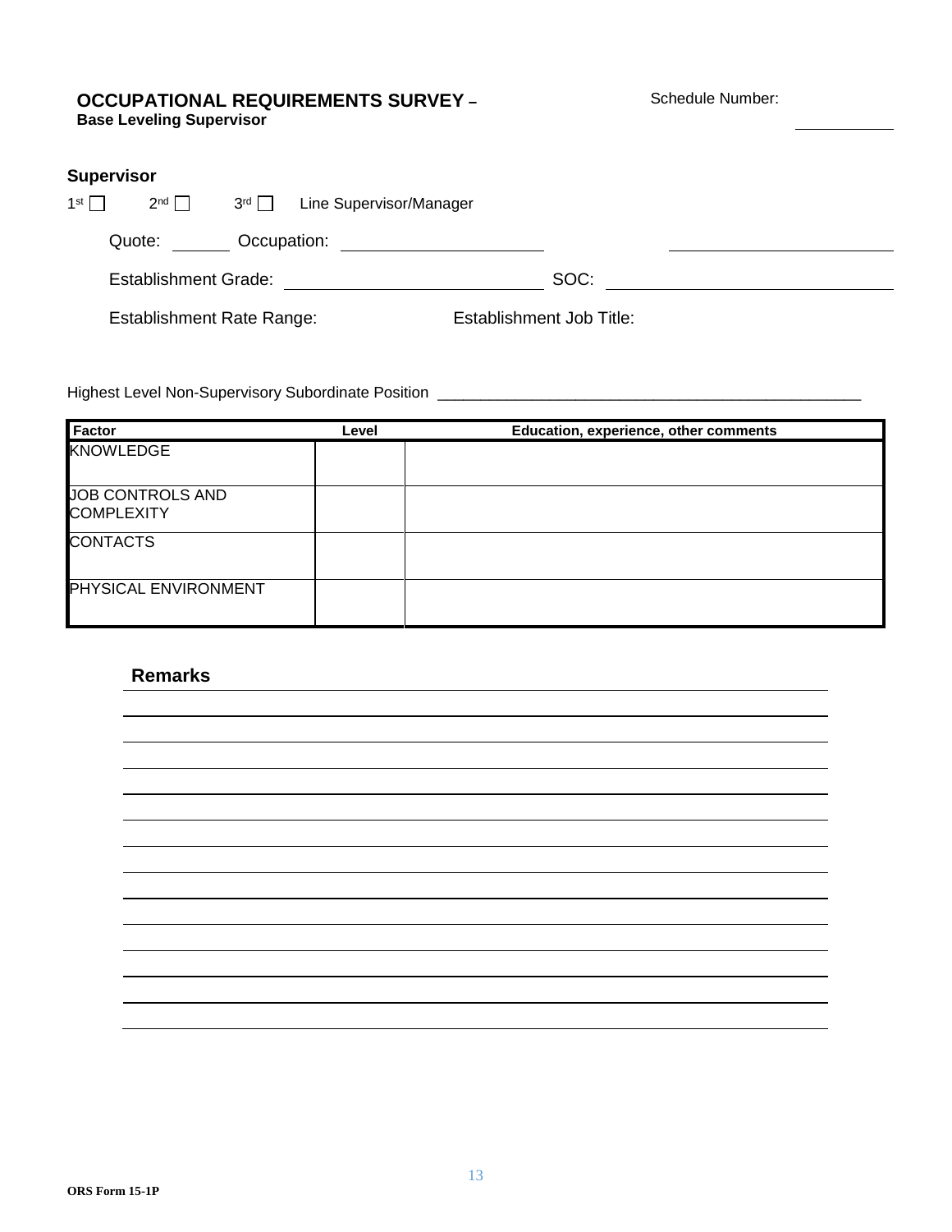## OCCUPATIONAL REQUIREMENTS SURVEY – Base Leveling Supervisor

Schedule Number: ___________

### Supervisor

1st ☐ 2nd ☐ 3rd ☐ Line Supervisor/Manager

Quote: _______ Occupation: ______________________ ______________________

Establishment Grade: ___________________________ SOC: ______________________________

Establishment Rate Range: Establishment Job Title:

Highest Level Non-Supervisory Subordinate Position ____________________________________________________

| Factor | Level | Education, experience, other comments |
| --- | --- | --- |
| KNOWLEDGE | | |
| JOB CONTROLS AND COMPLEXITY | | |
| CONTACTS | | |
| PHYSICAL ENVIRONMENT | | |

### Remarks

______________________________________________________________________________

______________________________________________________________________________

______________________________________________________________________________

______________________________________________________________________________

______________________________________________________________________________

______________________________________________________________________________

______________________________________________________________________________

______________________________________________________________________________

______________________________________________________________________________

______________________________________________________________________________

______________________________________________________________________________

______________________________________________________________________________

______________________________________________________________________________

ORS Form 15-1P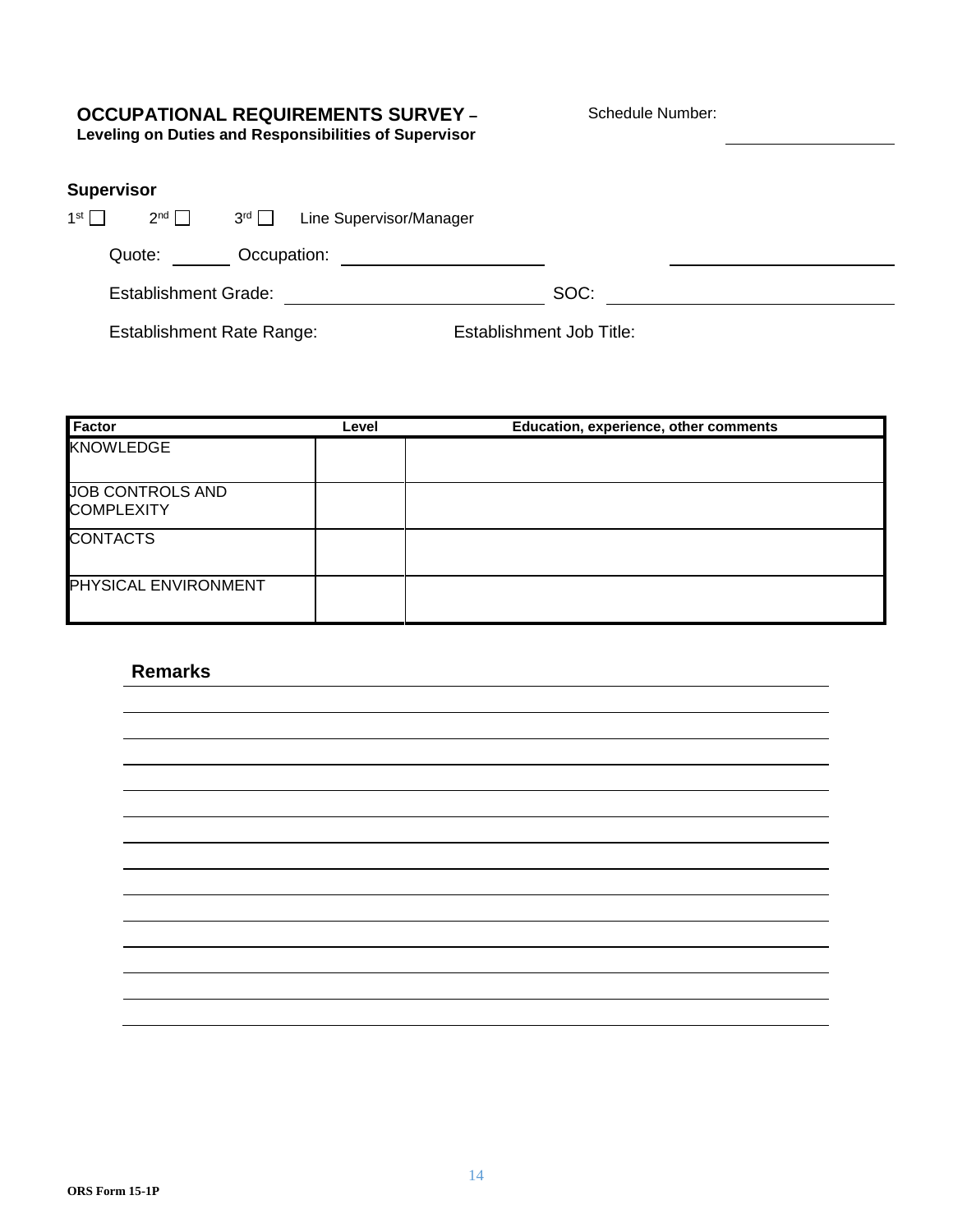## OCCUPATIONAL REQUIREMENTS SURVEY – Leveling on Duties and Responsibilities of Supervisor

Schedule Number: ____________

### Supervisor

1st ☐ 2nd ☐ 3rd ☐ Line Supervisor/Manager

Quote: ______ Occupation: ____________________ ____________________

Establishment Grade: ____________________ SOC: ____________________

Establishment Rate Range: Establishment Job Title:

| Factor | Level | Education, experience, other comments |
|---|---|---|
| KNOWLEDGE | | |
| JOB CONTROLS AND COMPLEXITY | | |
| CONTACTS | | |
| PHYSICAL ENVIRONMENT | | |

### Remarks

ORS Form 15-1P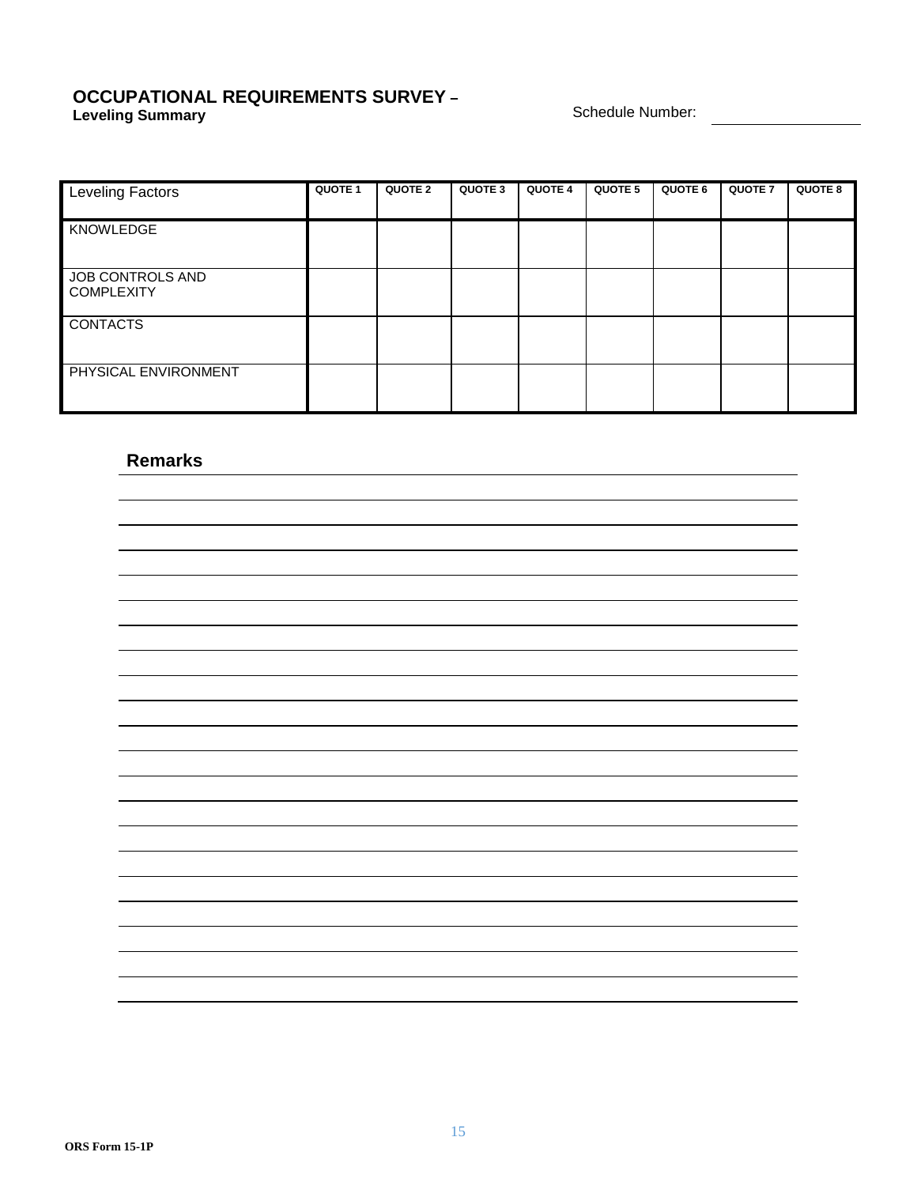# OCCUPATIONAL REQUIREMENTS SURVEY –

**Leveling Summary**

Schedule Number: ____________________

| Leveling Factors | QUOTE 1 | QUOTE 2 | QUOTE 3 | QUOTE 4 | QUOTE 5 | QUOTE 6 | QUOTE 7 | QUOTE 8 |
|---|---|---|---|---|---|---|---|---|
| KNOWLEDGE | | | | | | | | |
| JOB CONTROLS AND COMPLEXITY | | | | | | | | |
| CONTACTS | | | | | | | | |
| PHYSICAL ENVIRONMENT | | | | | | | | |

## Remarks

ORS Form 15-1P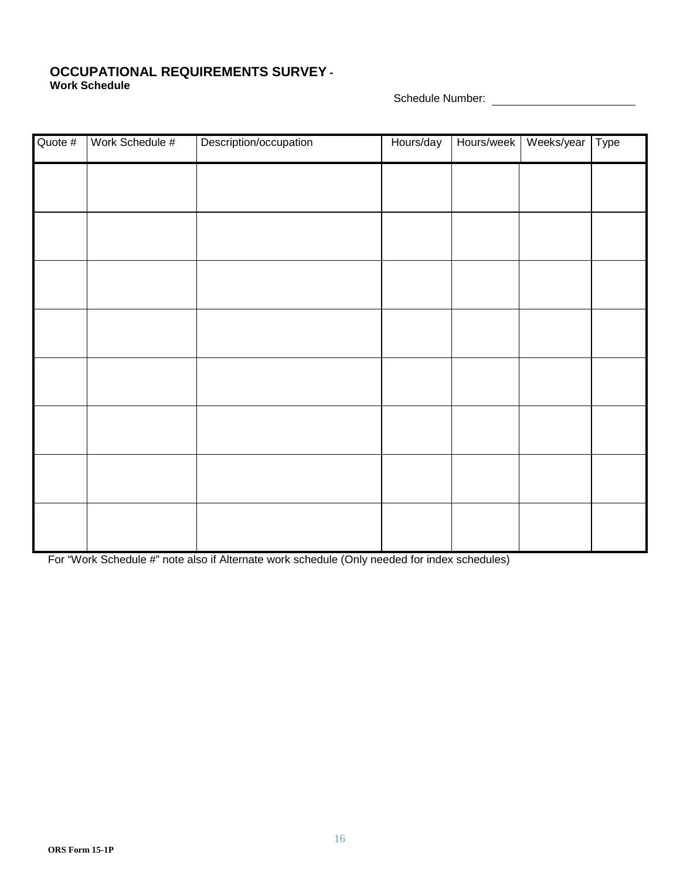# OCCUPATIONAL REQUIREMENTS SURVEY -

**Work Schedule**

Schedule Number: ______________________

| Quote # | Work Schedule # | Description/occupation | Hours/day | Hours/week | Weeks/year | Type |
|---|---|---|---|---|---|---|
| | | | | | | |
| | | | | | | |
| | | | | | | |
| | | | | | | |
| | | | | | | |
| | | | | | | |
| | | | | | | |
| | | | | | | |

For "Work Schedule #" note also if Alternate work schedule (Only needed for index schedules)

**ORS Form 15-1P**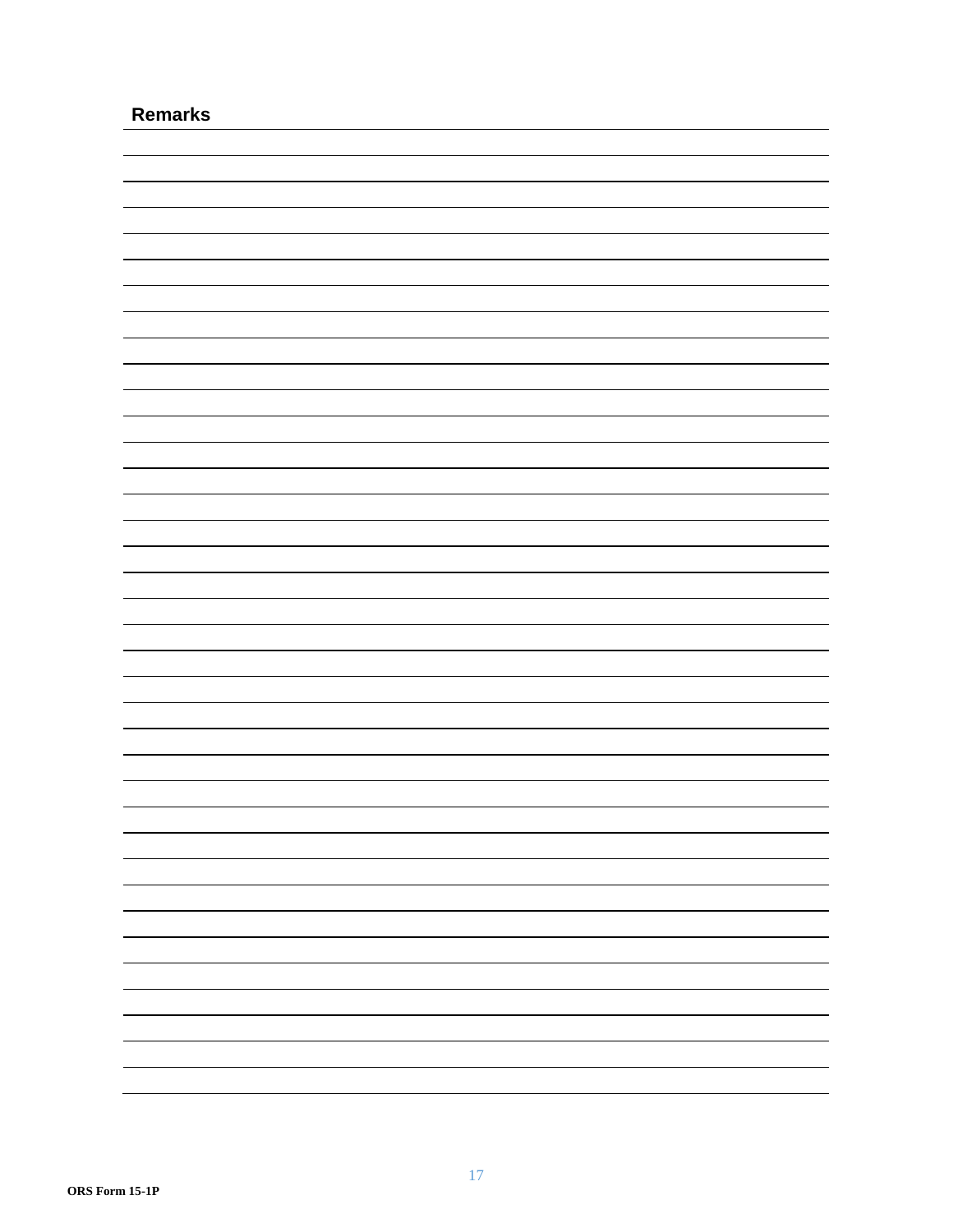## Remarks